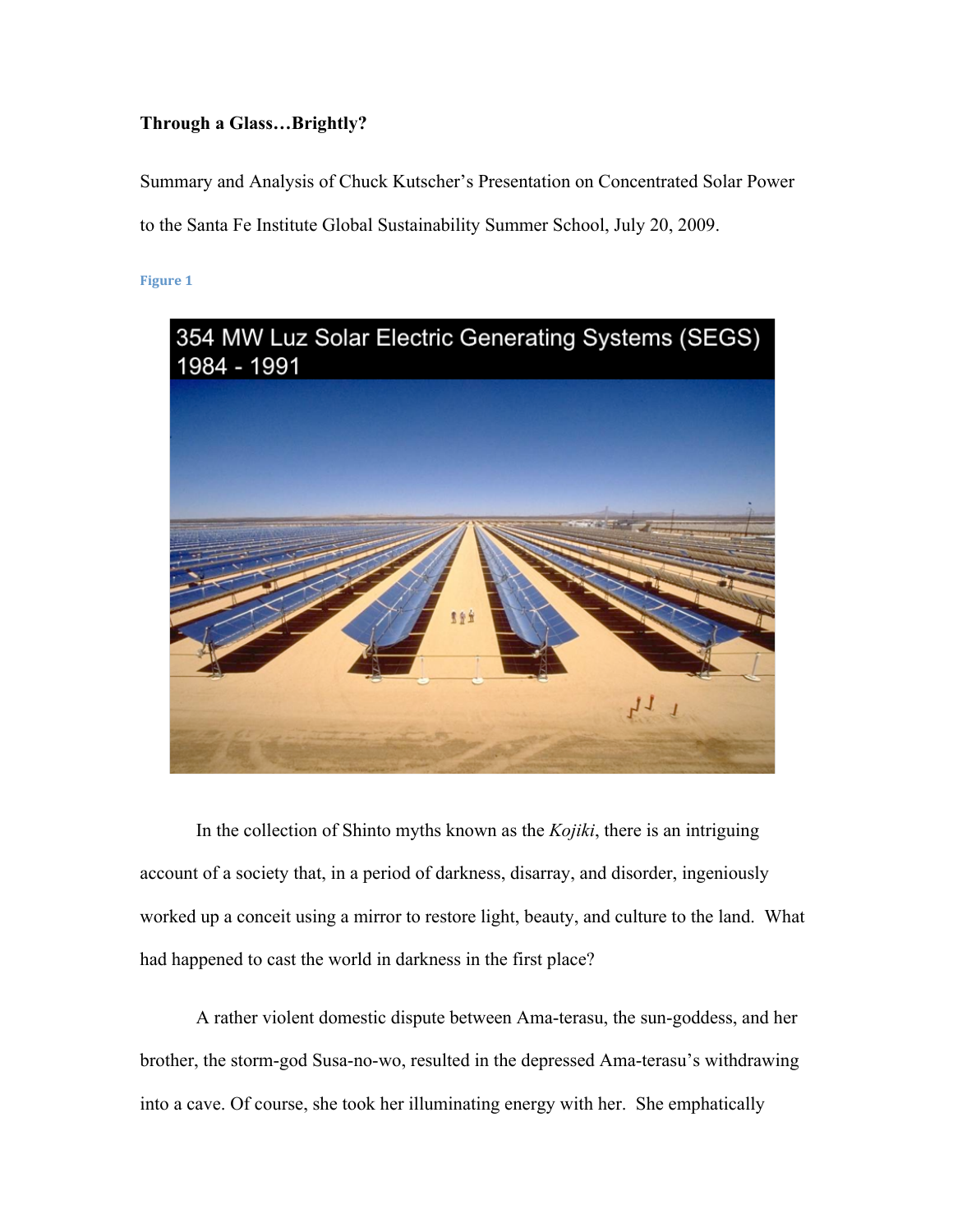**Through a Glass…Brightly?**

Summary and Analysis of Chuck Kutscher's Presentation on Concentrated Solar Power to the Santa Fe Institute Global Sustainability Summer School, July 20, 2009.

Figure 1

354 MW Luz Solar Electric Generating Systems (SEGS) 1984 - 1991

In the collection of Shinto myths known as the *Kojiki*, there is an intriguing account of a society that, in a period of darkness, disarray, and disorder, ingeniously worked up a conceit using a mirror to restore light, beauty, and culture to the land. What had happened to cast the world in darkness in the first place?

A rather violent domestic dispute between Ama-terasu, the sun-goddess, and her brother, the storm-god Susa-no-wo, resulted in the depressed Ama-terasu's withdrawing into a cave. Of course, she took her illuminating energy with her. She emphatically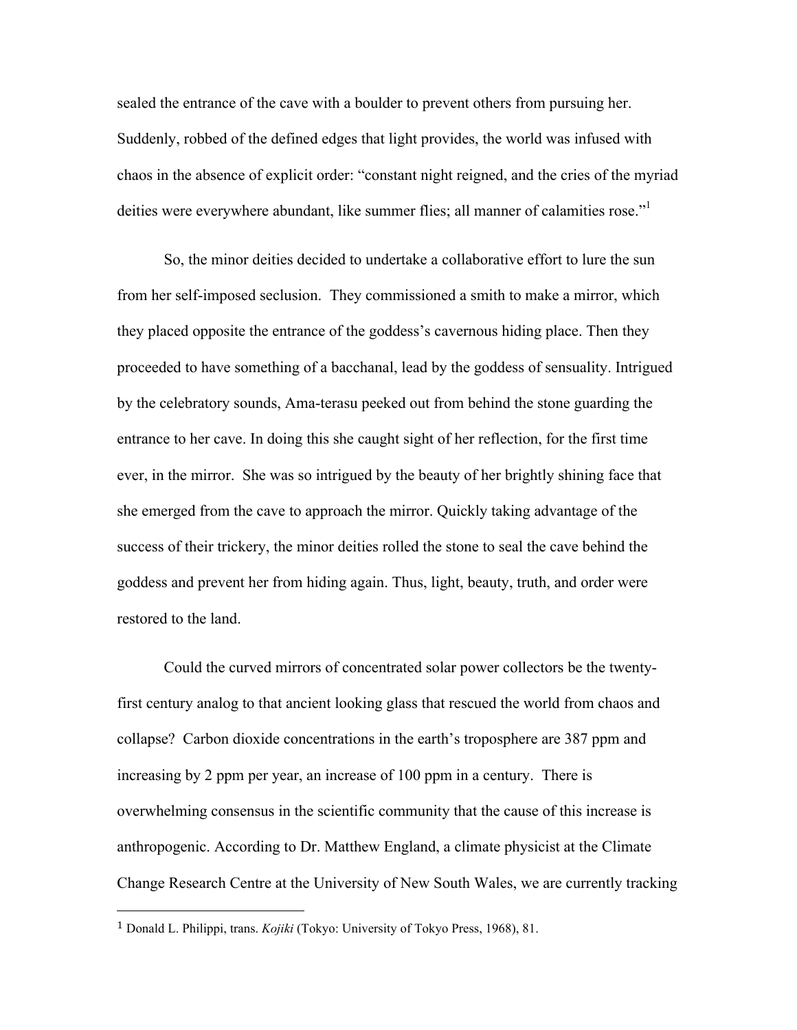sealed the entrance of the cave with a boulder to prevent others from pursuing her. Suddenly, robbed of the defined edges that light provides, the world was infused with chaos in the absence of explicit order: "constant night reigned, and the cries of the myriad deities were everywhere abundant, like summer flies; all manner of calamities rose."[1]

So, the minor deities decided to undertake a collaborative effort to lure the sun from her self-imposed seclusion. They commissioned a smith to make a mirror, which they placed opposite the entrance of the goddess's cavernous hiding place. Then they proceeded to have something of a bacchanal, lead by the goddess of sensuality. Intrigued by the celebratory sounds, Ama-terasu peeked out from behind the stone guarding the entrance to her cave. In doing this she caught sight of her reflection, for the first time ever, in the mirror. She was so intrigued by the beauty of her brightly shining face that she emerged from the cave to approach the mirror. Quickly taking advantage of the success of their trickery, the minor deities rolled the stone to seal the cave behind the goddess and prevent her from hiding again. Thus, light, beauty, truth, and order were restored to the land.

Could the curved mirrors of concentrated solar power collectors be the twenty-first century analog to that ancient looking glass that rescued the world from chaos and collapse? Carbon dioxide concentrations in the earth's troposphere are 387 ppm and increasing by 2 ppm per year, an increase of 100 ppm in a century. There is overwhelming consensus in the scientific community that the cause of this increase is anthropogenic. According to Dr. Matthew England, a climate physicist at the Climate Change Research Centre at the University of New South Wales, we are currently tracking

---

[1] Donald L. Philippi, trans. *Kojiki* (Tokyo: University of Tokyo Press, 1968), 81.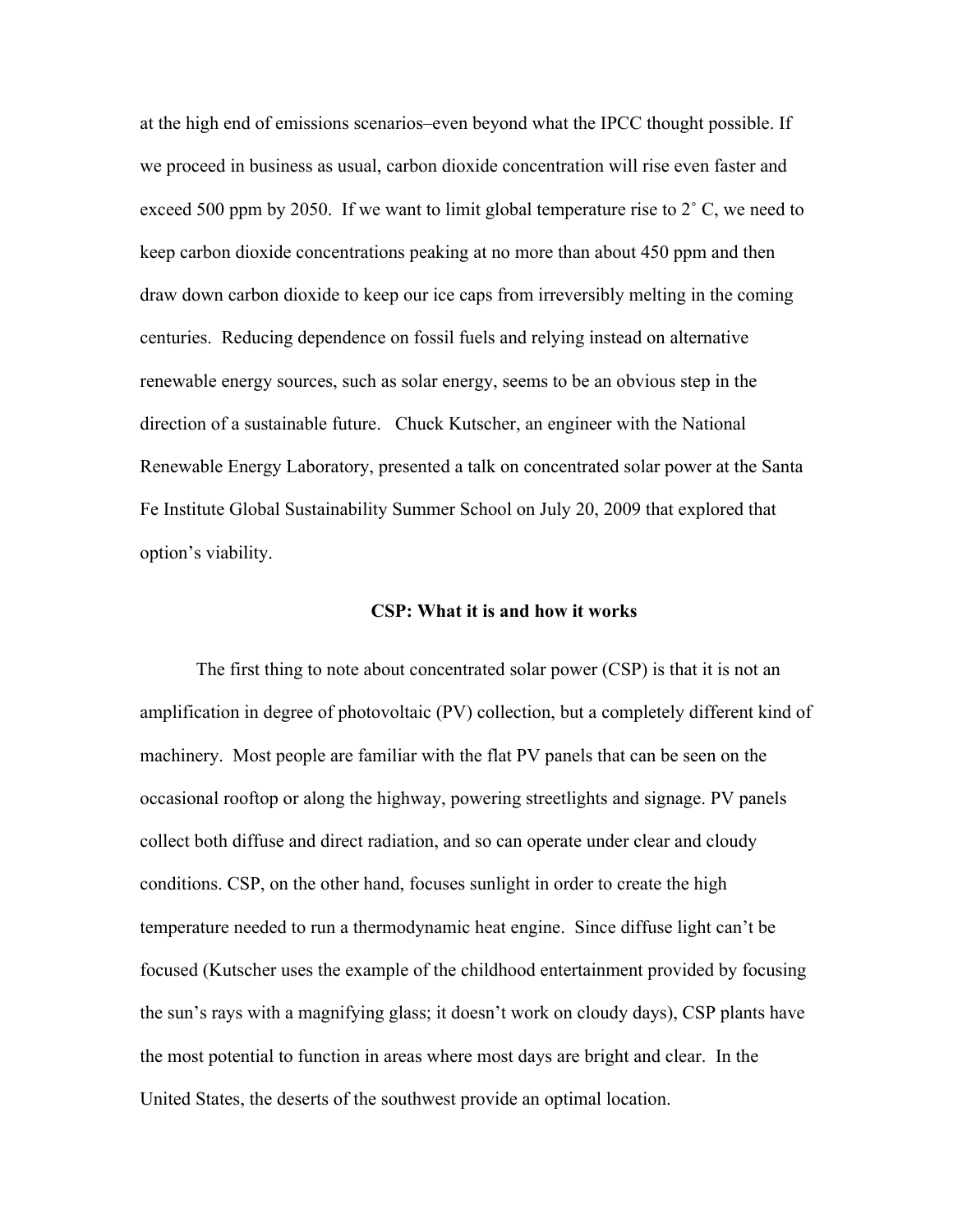at the high end of emissions scenarios–even beyond what the IPCC thought possible. If we proceed in business as usual, carbon dioxide concentration will rise even faster and exceed 500 ppm by 2050. If we want to limit global temperature rise to 2˚ C, we need to keep carbon dioxide concentrations peaking at no more than about 450 ppm and then draw down carbon dioxide to keep our ice caps from irreversibly melting in the coming centuries. Reducing dependence on fossil fuels and relying instead on alternative renewable energy sources, such as solar energy, seems to be an obvious step in the direction of a sustainable future. Chuck Kutscher, an engineer with the National Renewable Energy Laboratory, presented a talk on concentrated solar power at the Santa Fe Institute Global Sustainability Summer School on July 20, 2009 that explored that option's viability.

## CSP: What it is and how it works

The first thing to note about concentrated solar power (CSP) is that it is not an amplification in degree of photovoltaic (PV) collection, but a completely different kind of machinery. Most people are familiar with the flat PV panels that can be seen on the occasional rooftop or along the highway, powering streetlights and signage. PV panels collect both diffuse and direct radiation, and so can operate under clear and cloudy conditions. CSP, on the other hand, focuses sunlight in order to create the high temperature needed to run a thermodynamic heat engine. Since diffuse light can't be focused (Kutscher uses the example of the childhood entertainment provided by focusing the sun's rays with a magnifying glass; it doesn't work on cloudy days), CSP plants have the most potential to function in areas where most days are bright and clear. In the United States, the deserts of the southwest provide an optimal location.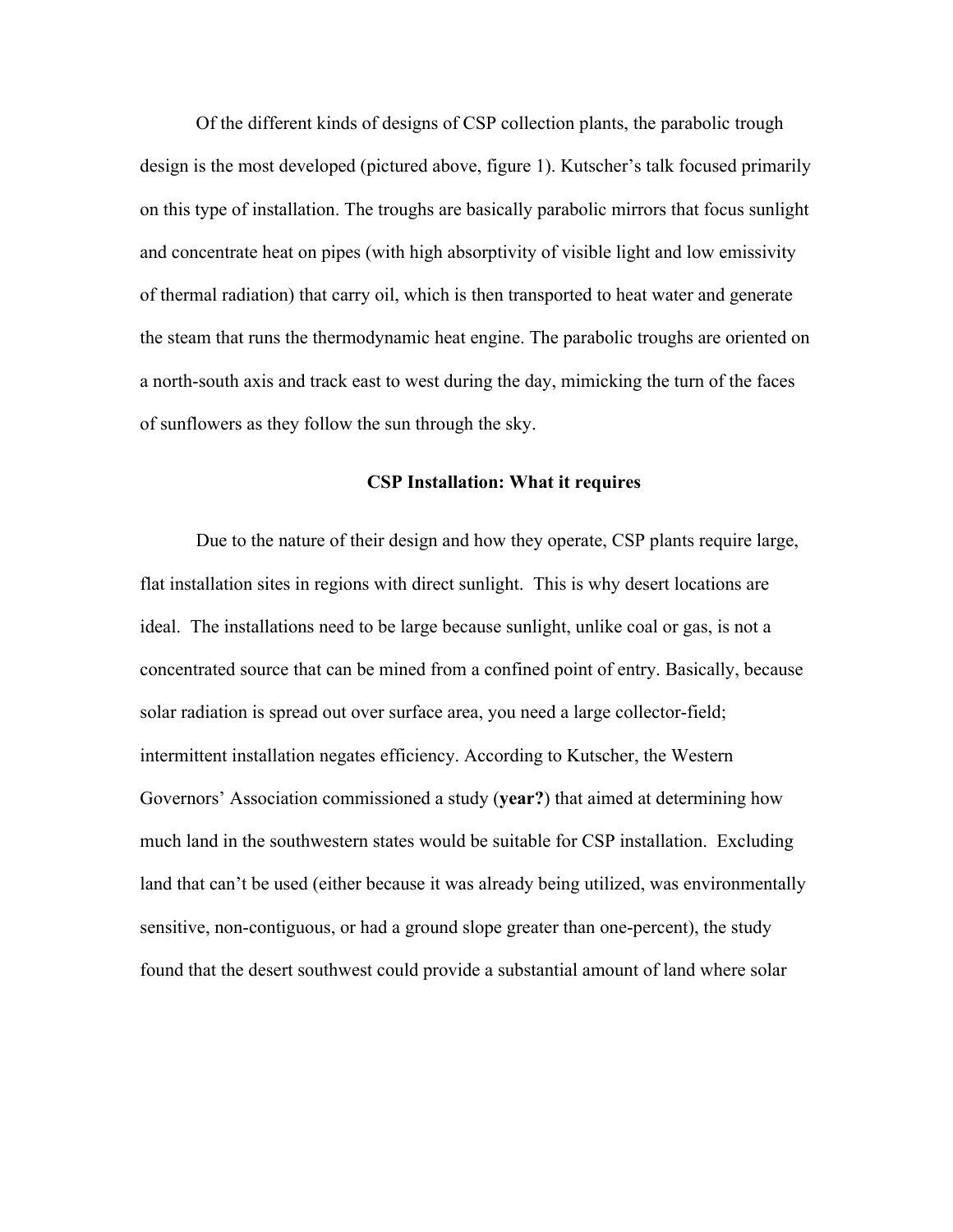Of the different kinds of designs of CSP collection plants, the parabolic trough design is the most developed (pictured above, figure 1). Kutscher's talk focused primarily on this type of installation. The troughs are basically parabolic mirrors that focus sunlight and concentrate heat on pipes (with high absorptivity of visible light and low emissivity of thermal radiation) that carry oil, which is then transported to heat water and generate the steam that runs the thermodynamic heat engine. The parabolic troughs are oriented on a north-south axis and track east to west during the day, mimicking the turn of the faces of sunflowers as they follow the sun through the sky.

### CSP Installation: What it requires

Due to the nature of their design and how they operate, CSP plants require large, flat installation sites in regions with direct sunlight. This is why desert locations are ideal. The installations need to be large because sunlight, unlike coal or gas, is not a concentrated source that can be mined from a confined point of entry. Basically, because solar radiation is spread out over surface area, you need a large collector-field; intermittent installation negates efficiency. According to Kutscher, the Western Governors' Association commissioned a study (**year?**) that aimed at determining how much land in the southwestern states would be suitable for CSP installation. Excluding land that can't be used (either because it was already being utilized, was environmentally sensitive, non-contiguous, or had a ground slope greater than one-percent), the study found that the desert southwest could provide a substantial amount of land where solar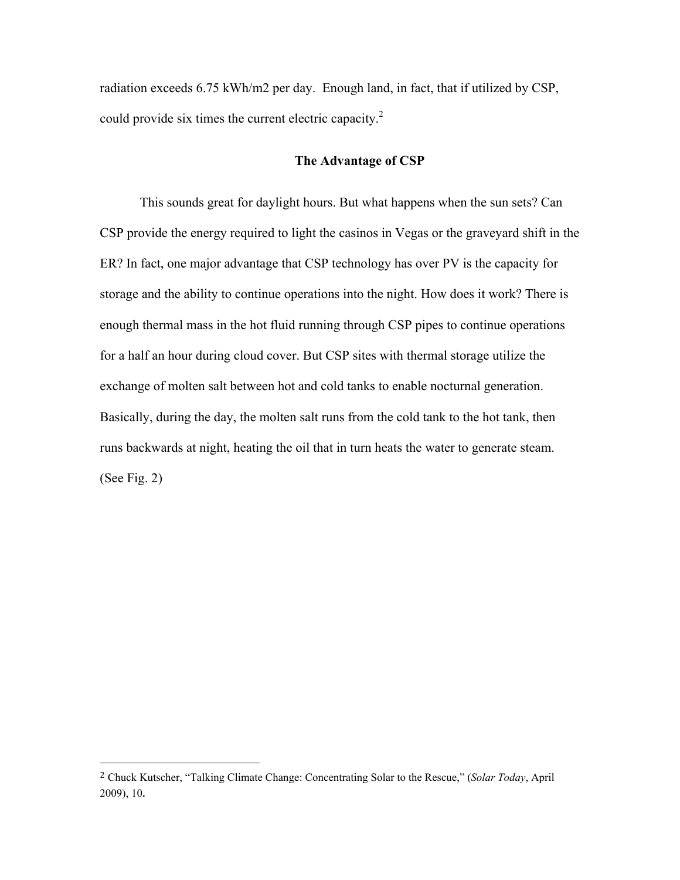radiation exceeds 6.75 kWh/m2 per day. Enough land, in fact, that if utilized by CSP, could provide six times the current electric capacity.[2]

## The Advantage of CSP

This sounds great for daylight hours. But what happens when the sun sets? Can CSP provide the energy required to light the casinos in Vegas or the graveyard shift in the ER? In fact, one major advantage that CSP technology has over PV is the capacity for storage and the ability to continue operations into the night. How does it work? There is enough thermal mass in the hot fluid running through CSP pipes to continue operations for a half an hour during cloud cover. But CSP sites with thermal storage utilize the exchange of molten salt between hot and cold tanks to enable nocturnal generation. Basically, during the day, the molten salt runs from the cold tank to the hot tank, then runs backwards at night, heating the oil that in turn heats the water to generate steam. (See Fig. 2)

---

[2] Chuck Kutscher, "Talking Climate Change: Concentrating Solar to the Rescue," (*Solar Today*, April 2009), 10.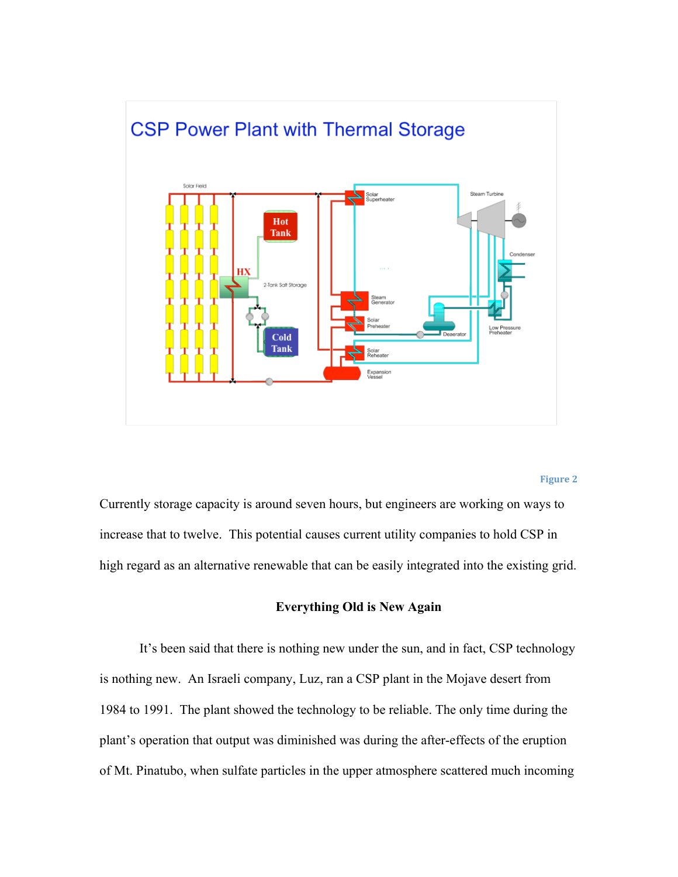Figure 2

Currently storage capacity is around seven hours, but engineers are working on ways to increase that to twelve. This potential causes current utility companies to hold CSP in high regard as an alternative renewable that can be easily integrated into the existing grid.

**Everything Old is New Again**

It's been said that there is nothing new under the sun, and in fact, CSP technology is nothing new. An Israeli company, Luz, ran a CSP plant in the Mojave desert from 1984 to 1991. The plant showed the technology to be reliable. The only time during the plant's operation that output was diminished was during the after-effects of the eruption of Mt. Pinatubo, when sulfate particles in the upper atmosphere scattered much incoming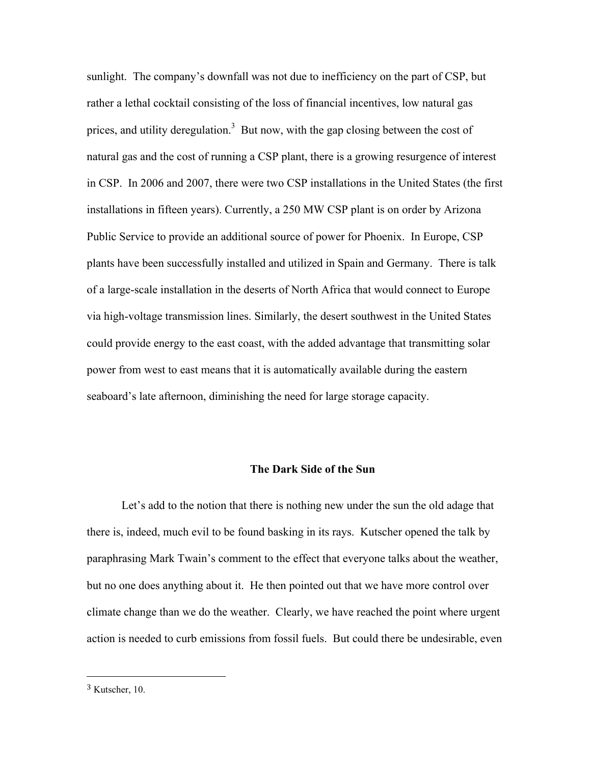sunlight. The company's downfall was not due to inefficiency on the part of CSP, but rather a lethal cocktail consisting of the loss of financial incentives, low natural gas prices, and utility deregulation.[3] But now, with the gap closing between the cost of natural gas and the cost of running a CSP plant, there is a growing resurgence of interest in CSP. In 2006 and 2007, there were two CSP installations in the United States (the first installations in fifteen years). Currently, a 250 MW CSP plant is on order by Arizona Public Service to provide an additional source of power for Phoenix. In Europe, CSP plants have been successfully installed and utilized in Spain and Germany. There is talk of a large-scale installation in the deserts of North Africa that would connect to Europe via high-voltage transmission lines. Similarly, the desert southwest in the United States could provide energy to the east coast, with the added advantage that transmitting solar power from west to east means that it is automatically available during the eastern seaboard's late afternoon, diminishing the need for large storage capacity.

## The Dark Side of the Sun

Let's add to the notion that there is nothing new under the sun the old adage that there is, indeed, much evil to be found basking in its rays. Kutscher opened the talk by paraphrasing Mark Twain's comment to the effect that everyone talks about the weather, but no one does anything about it. He then pointed out that we have more control over climate change than we do the weather. Clearly, we have reached the point where urgent action is needed to curb emissions from fossil fuels. But could there be undesirable, even

---

[3] Kutscher, 10.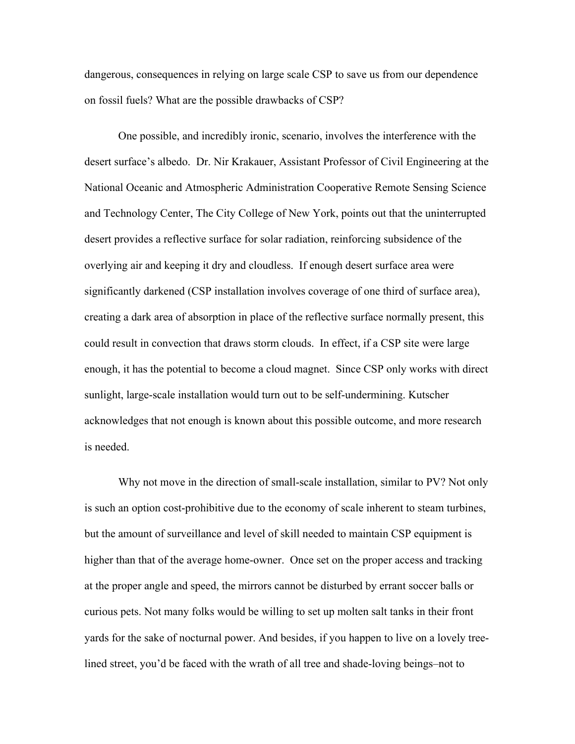dangerous, consequences in relying on large scale CSP to save us from our dependence on fossil fuels? What are the possible drawbacks of CSP?

One possible, and incredibly ironic, scenario, involves the interference with the desert surface's albedo. Dr. Nir Krakauer, Assistant Professor of Civil Engineering at the National Oceanic and Atmospheric Administration Cooperative Remote Sensing Science and Technology Center, The City College of New York, points out that the uninterrupted desert provides a reflective surface for solar radiation, reinforcing subsidence of the overlying air and keeping it dry and cloudless. If enough desert surface area were significantly darkened (CSP installation involves coverage of one third of surface area), creating a dark area of absorption in place of the reflective surface normally present, this could result in convection that draws storm clouds. In effect, if a CSP site were large enough, it has the potential to become a cloud magnet. Since CSP only works with direct sunlight, large-scale installation would turn out to be self-undermining. Kutscher acknowledges that not enough is known about this possible outcome, and more research is needed.

Why not move in the direction of small-scale installation, similar to PV? Not only is such an option cost-prohibitive due to the economy of scale inherent to steam turbines, but the amount of surveillance and level of skill needed to maintain CSP equipment is higher than that of the average home-owner. Once set on the proper access and tracking at the proper angle and speed, the mirrors cannot be disturbed by errant soccer balls or curious pets. Not many folks would be willing to set up molten salt tanks in their front yards for the sake of nocturnal power. And besides, if you happen to live on a lovely tree-lined street, you'd be faced with the wrath of all tree and shade-loving beings–not to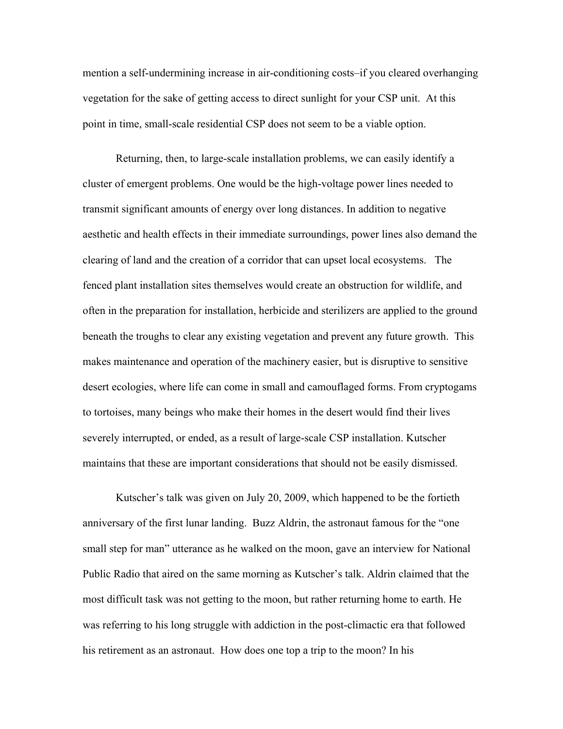mention a self-undermining increase in air-conditioning costs–if you cleared overhanging vegetation for the sake of getting access to direct sunlight for your CSP unit. At this point in time, small-scale residential CSP does not seem to be a viable option.

Returning, then, to large-scale installation problems, we can easily identify a cluster of emergent problems. One would be the high-voltage power lines needed to transmit significant amounts of energy over long distances. In addition to negative aesthetic and health effects in their immediate surroundings, power lines also demand the clearing of land and the creation of a corridor that can upset local ecosystems. The fenced plant installation sites themselves would create an obstruction for wildlife, and often in the preparation for installation, herbicide and sterilizers are applied to the ground beneath the troughs to clear any existing vegetation and prevent any future growth. This makes maintenance and operation of the machinery easier, but is disruptive to sensitive desert ecologies, where life can come in small and camouflaged forms. From cryptogams to tortoises, many beings who make their homes in the desert would find their lives severely interrupted, or ended, as a result of large-scale CSP installation. Kutscher maintains that these are important considerations that should not be easily dismissed.

Kutscher's talk was given on July 20, 2009, which happened to be the fortieth anniversary of the first lunar landing. Buzz Aldrin, the astronaut famous for the "one small step for man" utterance as he walked on the moon, gave an interview for National Public Radio that aired on the same morning as Kutscher's talk. Aldrin claimed that the most difficult task was not getting to the moon, but rather returning home to earth. He was referring to his long struggle with addiction in the post-climactic era that followed his retirement as an astronaut. How does one top a trip to the moon? In his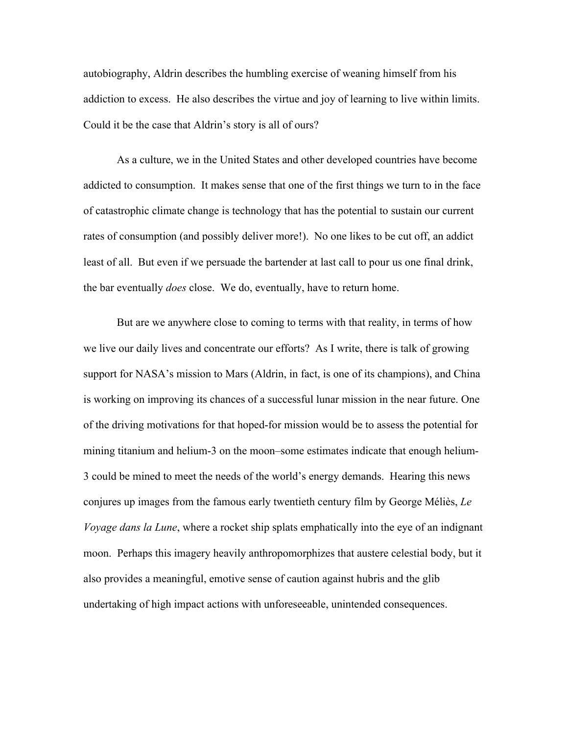autobiography, Aldrin describes the humbling exercise of weaning himself from his addiction to excess. He also describes the virtue and joy of learning to live within limits. Could it be the case that Aldrin's story is all of ours?

As a culture, we in the United States and other developed countries have become addicted to consumption. It makes sense that one of the first things we turn to in the face of catastrophic climate change is technology that has the potential to sustain our current rates of consumption (and possibly deliver more!). No one likes to be cut off, an addict least of all. But even if we persuade the bartender at last call to pour us one final drink, the bar eventually *does* close. We do, eventually, have to return home.

But are we anywhere close to coming to terms with that reality, in terms of how we live our daily lives and concentrate our efforts? As I write, there is talk of growing support for NASA's mission to Mars (Aldrin, in fact, is one of its champions), and China is working on improving its chances of a successful lunar mission in the near future. One of the driving motivations for that hoped-for mission would be to assess the potential for mining titanium and helium-3 on the moon–some estimates indicate that enough helium-3 could be mined to meet the needs of the world's energy demands. Hearing this news conjures up images from the famous early twentieth century film by George Méliès, *Le Voyage dans la Lune*, where a rocket ship splats emphatically into the eye of an indignant moon. Perhaps this imagery heavily anthropomorphizes that austere celestial body, but it also provides a meaningful, emotive sense of caution against hubris and the glib undertaking of high impact actions with unforeseeable, unintended consequences.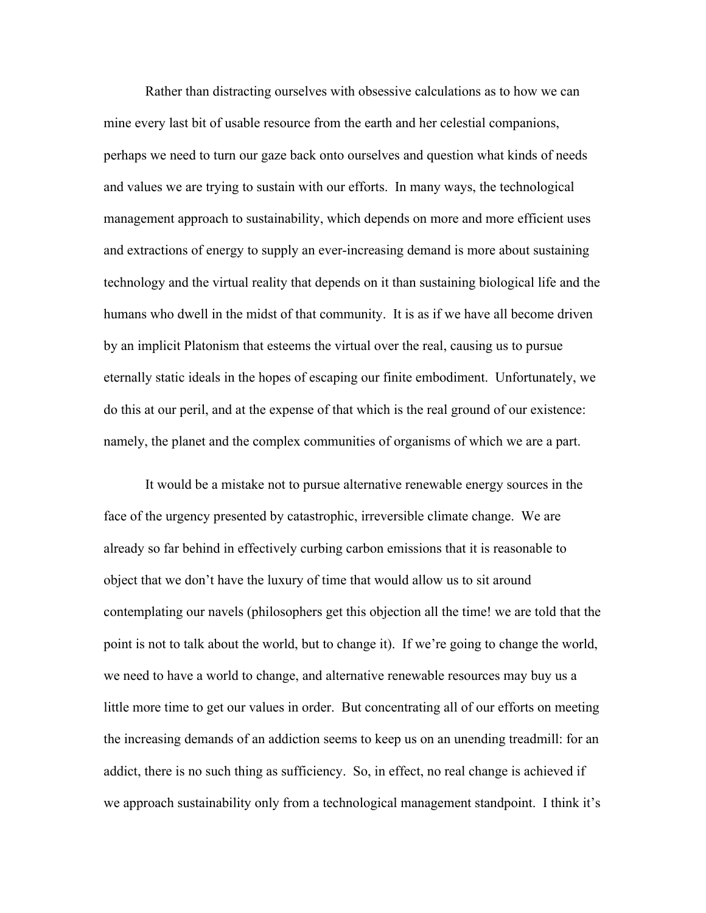Rather than distracting ourselves with obsessive calculations as to how we can mine every last bit of usable resource from the earth and her celestial companions, perhaps we need to turn our gaze back onto ourselves and question what kinds of needs and values we are trying to sustain with our efforts. In many ways, the technological management approach to sustainability, which depends on more and more efficient uses and extractions of energy to supply an ever-increasing demand is more about sustaining technology and the virtual reality that depends on it than sustaining biological life and the humans who dwell in the midst of that community. It is as if we have all become driven by an implicit Platonism that esteems the virtual over the real, causing us to pursue eternally static ideals in the hopes of escaping our finite embodiment. Unfortunately, we do this at our peril, and at the expense of that which is the real ground of our existence: namely, the planet and the complex communities of organisms of which we are a part.

It would be a mistake not to pursue alternative renewable energy sources in the face of the urgency presented by catastrophic, irreversible climate change. We are already so far behind in effectively curbing carbon emissions that it is reasonable to object that we don't have the luxury of time that would allow us to sit around contemplating our navels (philosophers get this objection all the time! we are told that the point is not to talk about the world, but to change it). If we're going to change the world, we need to have a world to change, and alternative renewable resources may buy us a little more time to get our values in order. But concentrating all of our efforts on meeting the increasing demands of an addiction seems to keep us on an unending treadmill: for an addict, there is no such thing as sufficiency. So, in effect, no real change is achieved if we approach sustainability only from a technological management standpoint. I think it's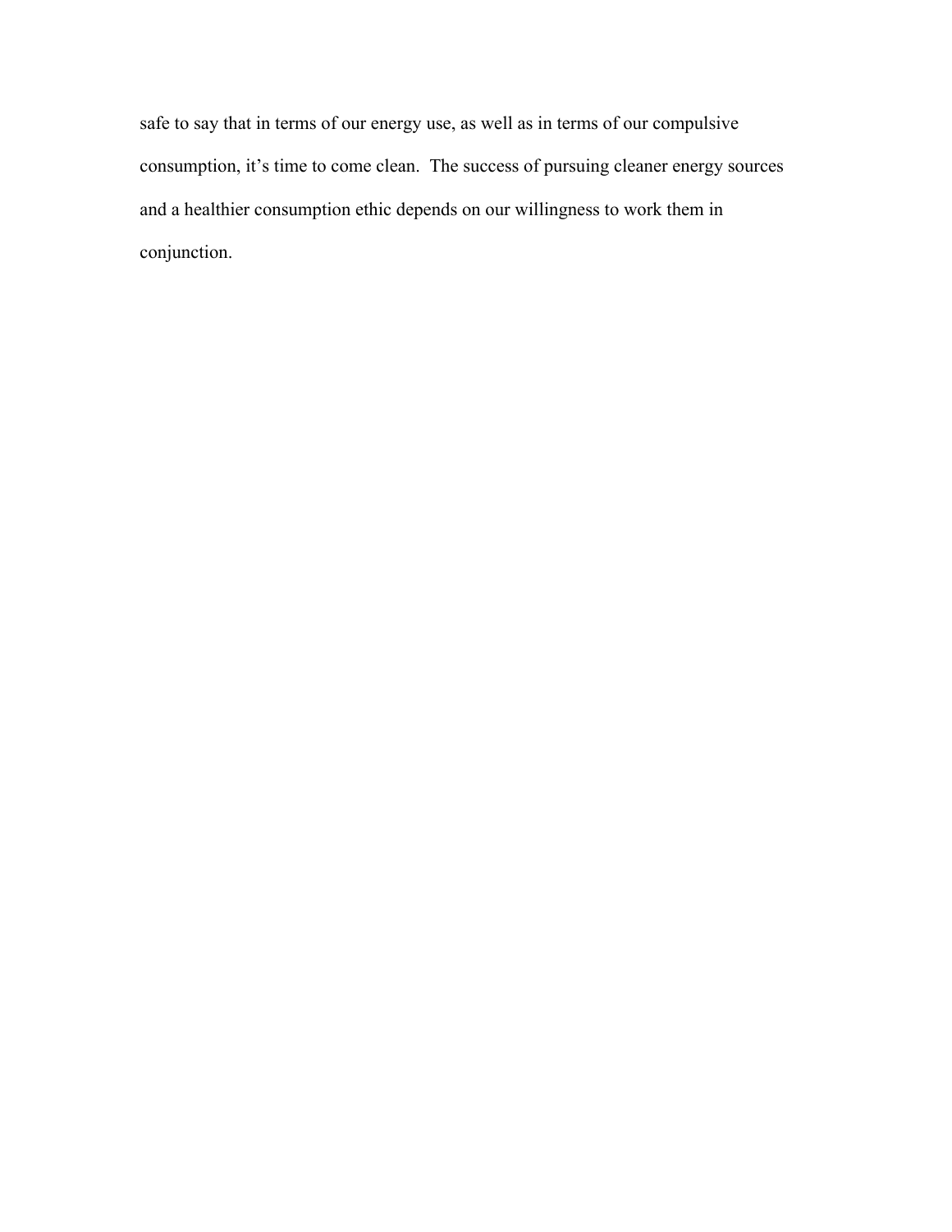safe to say that in terms of our energy use, as well as in terms of our compulsive consumption, it's time to come clean.  The success of pursuing cleaner energy sources and a healthier consumption ethic depends on our willingness to work them in conjunction.